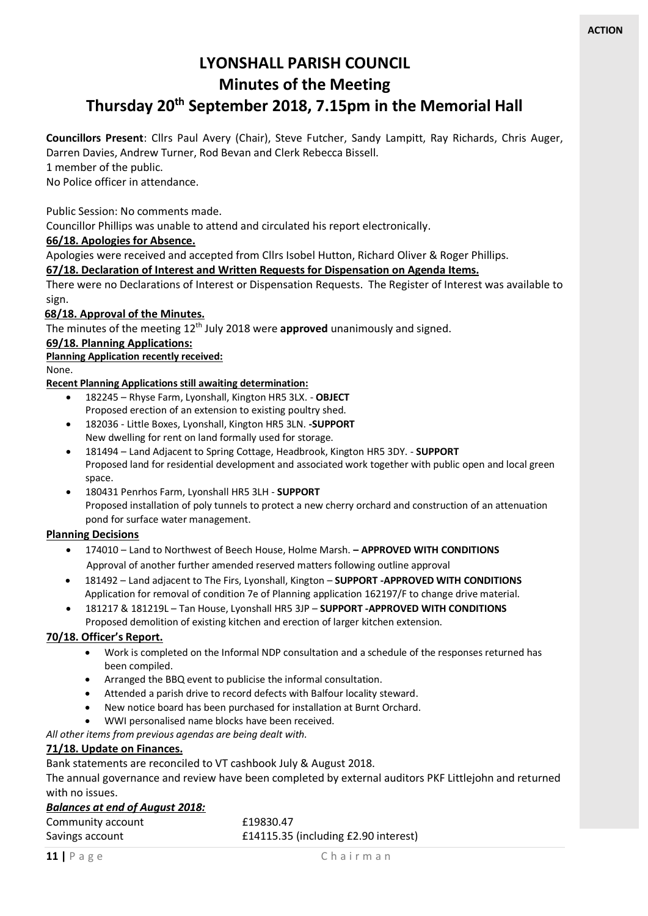**ACTION**

# LYONSHALL PARISH COUNCIL

## Minutes of the Meeting

## Thursday 20th September 2018, 7.15pm in the Memorial Hall

**Councillors Present**: Cllrs Paul Avery (Chair), Steve Futcher, Sandy Lampitt, Ray Richards, Chris Auger, Darren Davies, Andrew Turner, Rod Bevan and Clerk Rebecca Bissell.

1 member of the public.

No Police officer in attendance.

Public Session: No comments made.

Councillor Phillips was unable to attend and circulated his report electronically.

**66/18. Apologies for Absence.**

Apologies were received and accepted from Cllrs Isobel Hutton, Richard Oliver & Roger Phillips.

**67/18. Declaration of Interest and Written Requests for Dispensation on Agenda Items.**

There were no Declarations of Interest or Dispensation Requests. The Register of Interest was available to sign.

**68/18. Approval of the Minutes.**

The minutes of the meeting 12th July 2018 were **approved** unanimously and signed.

**69/18. Planning Applications:**

**Planning Application recently received:**

None.

**Recent Planning Applications still awaiting determination:**

- 182245 – Rhyse Farm, Lyonshall, Kington HR5 3LX. - **OBJECT**
  Proposed erection of an extension to existing poultry shed.
- 182036 - Little Boxes, Lyonshall, Kington HR5 3LN. **-SUPPORT**
  New dwelling for rent on land formally used for storage.
- 181494 – Land Adjacent to Spring Cottage, Headbrook, Kington HR5 3DY. - **SUPPORT**
  Proposed land for residential development and associated work together with public open and local green space.
- 180431 Penrhos Farm, Lyonshall HR5 3LH - **SUPPORT**
  Proposed installation of poly tunnels to protect a new cherry orchard and construction of an attenuation pond for surface water management.

**Planning Decisions**

- 174010 – Land to Northwest of Beech House, Holme Marsh. **– APPROVED WITH CONDITIONS**
  Approval of another further amended reserved matters following outline approval
- 181492 – Land adjacent to The Firs, Lyonshall, Kington – **SUPPORT -APPROVED WITH CONDITIONS**
  Application for removal of condition 7e of Planning application 162197/F to change drive material.
- 181217 & 181219L – Tan House, Lyonshall HR5 3JP – **SUPPORT -APPROVED WITH CONDITIONS**
  Proposed demolition of existing kitchen and erection of larger kitchen extension.

**70/18. Officer's Report.**

- Work is completed on the Informal NDP consultation and a schedule of the responses returned has been compiled.
- Arranged the BBQ event to publicise the informal consultation.
- Attended a parish drive to record defects with Balfour locality steward.
- New notice board has been purchased for installation at Burnt Orchard.
- WWI personalised name blocks have been received.

*All other items from previous agendas are being dealt with.*

**71/18. Update on Finances.**

Bank statements are reconciled to VT cashbook July & August 2018.

The annual governance and review have been completed by external auditors PKF Littlejohn and returned with no issues.

***Balances at end of August 2018:***

| | |
|---|---|
| Community account | £19830.47 |
| Savings account | £14115.35 (including £2.90 interest) |

Chairman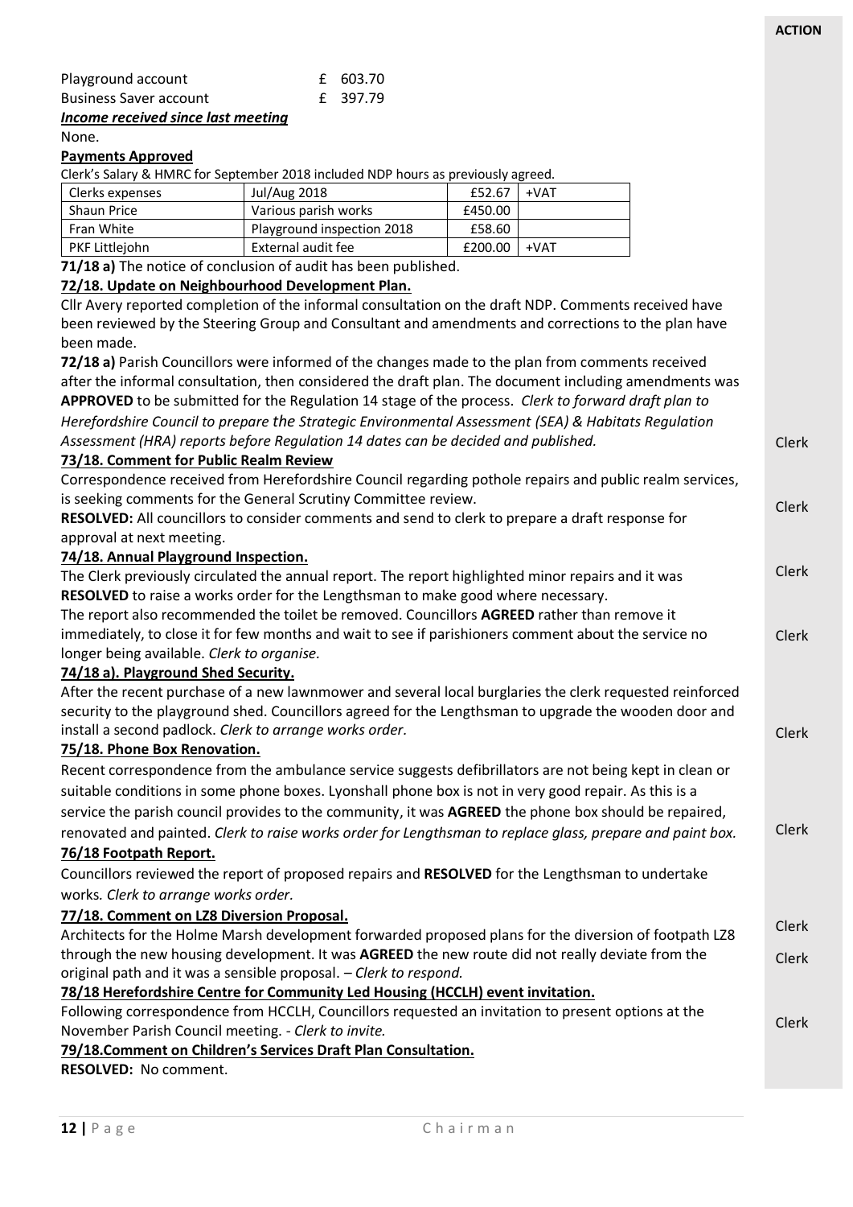**ACTION**

| Playground account | £ 603.70 |
|---|---|
| Business Saver account | £ 397.79 |

***Income received since last meeting***

None.

**Payments Approved**

Clerk's Salary & HMRC for September 2018 included NDP hours as previously agreed.

| Clerks expenses | Jul/Aug 2018 | £52.67 | +VAT |
|---|---|---|---|
| Shaun Price | Various parish works | £450.00 | |
| Fran White | Playground inspection 2018 | £58.60 | |
| PKF Littlejohn | External audit fee | £200.00 | +VAT |

**71/18 a)** The notice of conclusion of audit has been published.

**72/18. Update on Neighbourhood Development Plan.**

Cllr Avery reported completion of the informal consultation on the draft NDP. Comments received have been reviewed by the Steering Group and Consultant and amendments and corrections to the plan have been made.

**72/18 a)** Parish Councillors were informed of the changes made to the plan from comments received after the informal consultation, then considered the draft plan. The document including amendments was **APPROVED** to be submitted for the Regulation 14 stage of the process. *Clerk to forward draft plan to Herefordshire Council to prepare the Strategic Environmental Assessment (SEA) & Habitats Regulation Assessment (HRA) reports before Regulation 14 dates can be decided and published.* — Clerk

**73/18. Comment for Public Realm Review**

Correspondence received from Herefordshire Council regarding pothole repairs and public realm services, is seeking comments for the General Scrutiny Committee review.

**RESOLVED:** All councillors to consider comments and send to clerk to prepare a draft response for approval at next meeting. — Clerk

**74/18. Annual Playground Inspection.**

The Clerk previously circulated the annual report. The report highlighted minor repairs and it was **RESOLVED** to raise a works order for the Lengthsman to make good where necessary. — Clerk

The report also recommended the toilet be removed. Councillors **AGREED** rather than remove it immediately, to close it for few months and wait to see if parishioners comment about the service no longer being available. *Clerk to organise.* — Clerk

**74/18 a). Playground Shed Security.**

After the recent purchase of a new lawnmower and several local burglaries the clerk requested reinforced security to the playground shed. Councillors agreed for the Lengthsman to upgrade the wooden door and install a second padlock. *Clerk to arrange works order.* — Clerk

**75/18. Phone Box Renovation.**

Recent correspondence from the ambulance service suggests defibrillators are not being kept in clean or suitable conditions in some phone boxes. Lyonshall phone box is not in very good repair. As this is a service the parish council provides to the community, it was **AGREED** the phone box should be repaired, renovated and painted. *Clerk to raise works order for Lengthsman to replace glass, prepare and paint box.* — Clerk

**76/18 Footpath Report.**

Councillors reviewed the report of proposed repairs and **RESOLVED** for the Lengthsman to undertake works. *Clerk to arrange works order.* — Clerk

**77/18. Comment on LZ8 Diversion Proposal.**

Architects for the Holme Marsh development forwarded proposed plans for the diversion of footpath LZ8 through the new housing development. It was **AGREED** the new route did not really deviate from the original path and it was a sensible proposal. – *Clerk to respond.* — Clerk

**78/18 Herefordshire Centre for Community Led Housing (HCCLH) event invitation.**

Following correspondence from HCCLH, Councillors requested an invitation to present options at the November Parish Council meeting. - *Clerk to invite.* — Clerk

**79/18.Comment on Children's Services Draft Plan Consultation.**

**RESOLVED:** No comment.

Chairman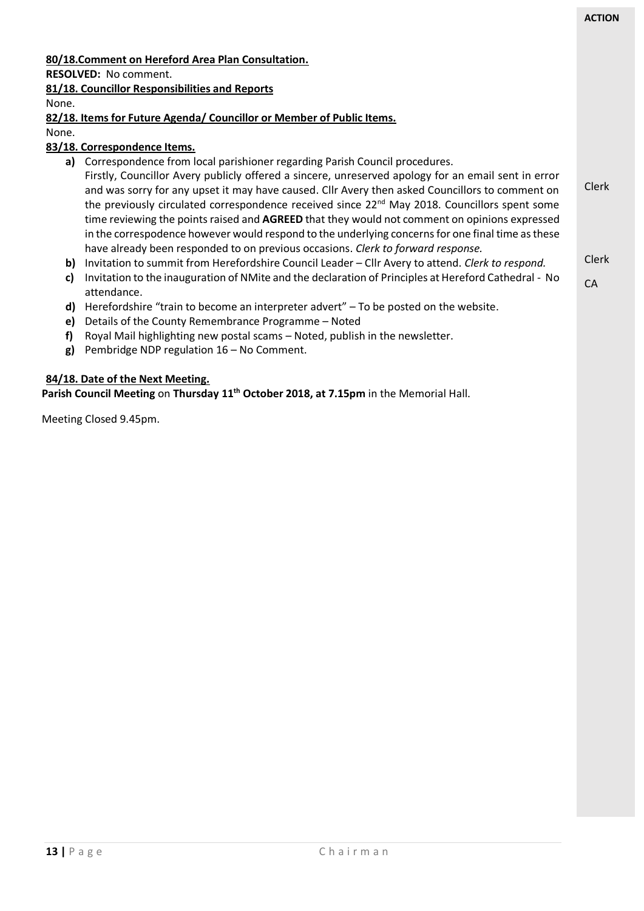**ACTION**

**80/18.Comment on Hereford Area Plan Consultation.**

**RESOLVED:** No comment.

**81/18. Councillor Responsibilities and Reports**

None.

**82/18. Items for Future Agenda/ Councillor or Member of Public Items.**

None.

**83/18. Correspondence Items.**

**a)** Correspondence from local parishioner regarding Parish Council procedures.
Firstly, Councillor Avery publicly offered a sincere, unreserved apology for an email sent in error and was sorry for any upset it may have caused. Cllr Avery then asked Councillors to comment on the previously circulated correspondence received since 22nd May 2018. Councillors spent some time reviewing the points raised and **AGREED** that they would not comment on opinions expressed in the correspodence however would respond to the underlying concerns for one final time as these have already been responded to on previous occasions. *Clerk to forward response.* — Clerk

**b)** Invitation to summit from Herefordshire Council Leader – Cllr Avery to attend. *Clerk to respond.* — Clerk

**c)** Invitation to the inauguration of NMite and the declaration of Principles at Hereford Cathedral - No attendance. — CA

**d)** Herefordshire "train to become an interpreter advert" – To be posted on the website.

**e)** Details of the County Remembrance Programme – Noted

**f)** Royal Mail highlighting new postal scams – Noted, publish in the newsletter.

**g)** Pembridge NDP regulation 16 – No Comment.

**84/18. Date of the Next Meeting.**

**Parish Council Meeting** on **Thursday 11th October 2018, at 7.15pm** in the Memorial Hall.

Meeting Closed 9.45pm.

Chairman